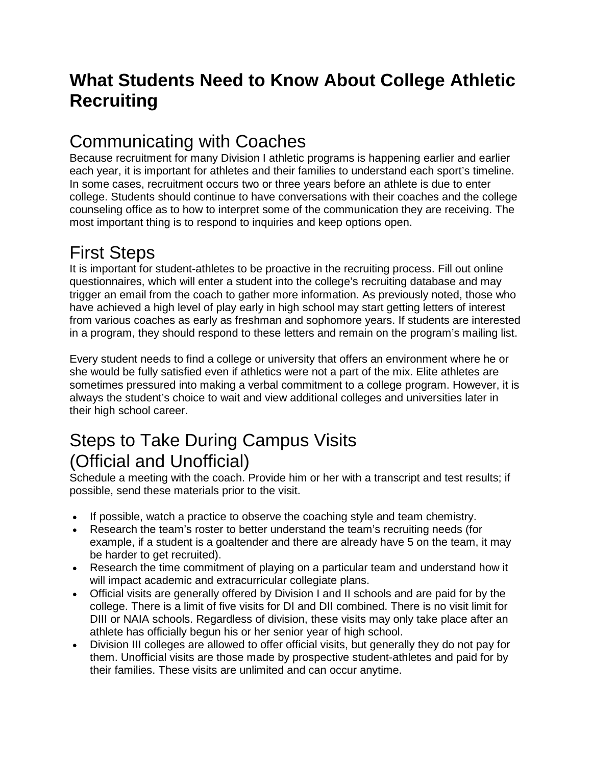# What Students Need to Know About College Athletic Recruiting

## Communicating with Coaches

Because recruitment for many Division I athletic programs is happening earlier and earlier each year, it is important for athletes and their families to understand each sport's timeline. In some cases, recruitment occurs two or three years before an athlete is due to enter college. Students should continue to have conversations with their coaches and the college counseling office as to how to interpret some of the communication they are receiving. The most important thing is to respond to inquiries and keep options open.

## First Steps

It is important for student-athletes to be proactive in the recruiting process. Fill out online questionnaires, which will enter a student into the college's recruiting database and may trigger an email from the coach to gather more information. As previously noted, those who have achieved a high level of play early in high school may start getting letters of interest from various coaches as early as freshman and sophomore years. If students are interested in a program, they should respond to these letters and remain on the program's mailing list.

Every student needs to find a college or university that offers an environment where he or she would be fully satisfied even if athletics were not a part of the mix. Elite athletes are sometimes pressured into making a verbal commitment to a college program. However, it is always the student's choice to wait and view additional colleges and universities later in their high school career.

## Steps to Take During Campus Visits (Official and Unofficial)

Schedule a meeting with the coach. Provide him or her with a transcript and test results; if possible, send these materials prior to the visit.

- If possible, watch a practice to observe the coaching style and team chemistry.
- Research the team's roster to better understand the team's recruiting needs (for example, if a student is a goaltender and there are already have 5 on the team, it may be harder to get recruited).
- Research the time commitment of playing on a particular team and understand how it will impact academic and extracurricular collegiate plans.
- Official visits are generally offered by Division I and II schools and are paid for by the college. There is a limit of five visits for DI and DII combined. There is no visit limit for DIII or NAIA schools. Regardless of division, these visits may only take place after an athlete has officially begun his or her senior year of high school.
- Division III colleges are allowed to offer official visits, but generally they do not pay for them. Unofficial visits are those made by prospective student-athletes and paid for by their families. These visits are unlimited and can occur anytime.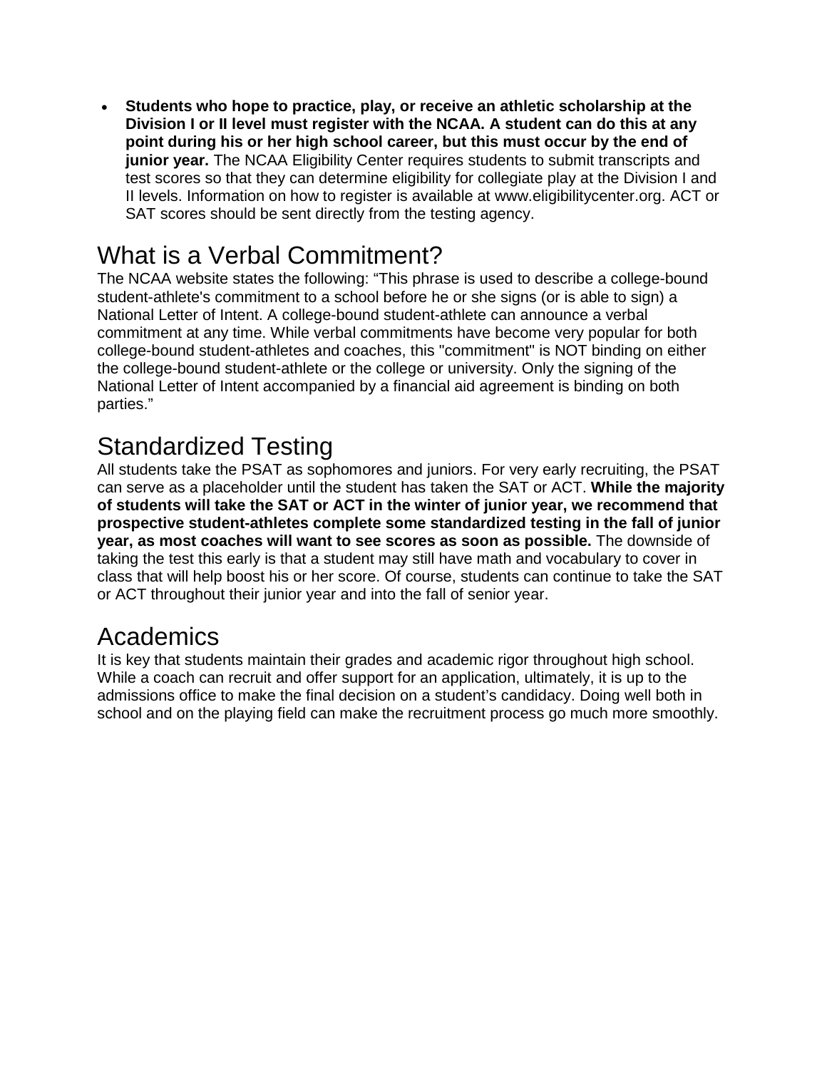- **Students who hope to practice, play, or receive an athletic scholarship at the Division I or II level must register with the NCAA. A student can do this at any point during his or her high school career, but this must occur by the end of junior year.** The NCAA Eligibility Center requires students to submit transcripts and test scores so that they can determine eligibility for collegiate play at the Division I and II levels. Information on how to register is available at www.eligibilitycenter.org. ACT or SAT scores should be sent directly from the testing agency.

## What is a Verbal Commitment?

The NCAA website states the following: "This phrase is used to describe a college-bound student-athlete's commitment to a school before he or she signs (or is able to sign) a National Letter of Intent. A college-bound student-athlete can announce a verbal commitment at any time. While verbal commitments have become very popular for both college-bound student-athletes and coaches, this "commitment" is NOT binding on either the college-bound student-athlete or the college or university. Only the signing of the National Letter of Intent accompanied by a financial aid agreement is binding on both parties."

## Standardized Testing

All students take the PSAT as sophomores and juniors. For very early recruiting, the PSAT can serve as a placeholder until the student has taken the SAT or ACT. **While the majority of students will take the SAT or ACT in the winter of junior year, we recommend that prospective student-athletes complete some standardized testing in the fall of junior year, as most coaches will want to see scores as soon as possible.** The downside of taking the test this early is that a student may still have math and vocabulary to cover in class that will help boost his or her score. Of course, students can continue to take the SAT or ACT throughout their junior year and into the fall of senior year.

## Academics

It is key that students maintain their grades and academic rigor throughout high school. While a coach can recruit and offer support for an application, ultimately, it is up to the admissions office to make the final decision on a student's candidacy. Doing well both in school and on the playing field can make the recruitment process go much more smoothly.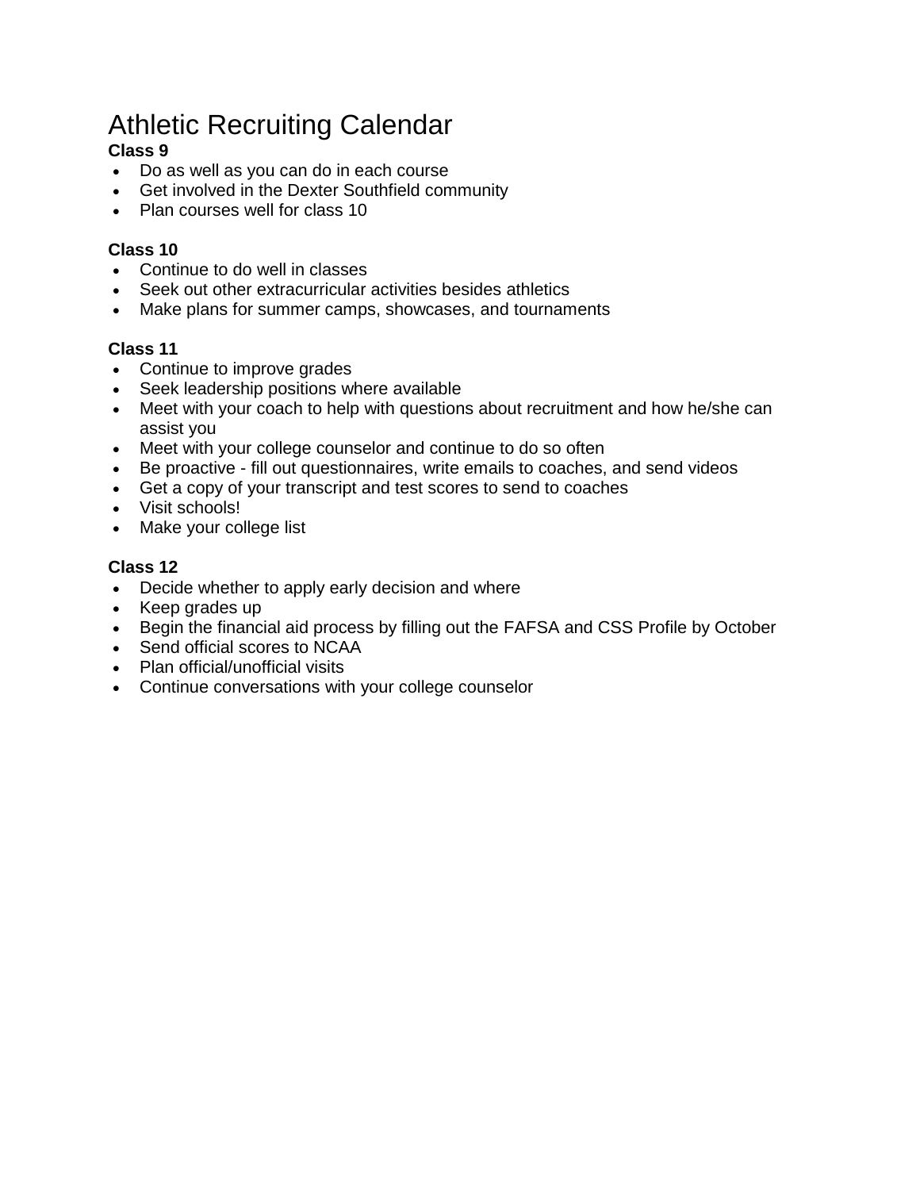# Athletic Recruiting Calendar

**Class 9**

- Do as well as you can do in each course
- Get involved in the Dexter Southfield community
- Plan courses well for class 10

**Class 10**

- Continue to do well in classes
- Seek out other extracurricular activities besides athletics
- Make plans for summer camps, showcases, and tournaments

**Class 11**

- Continue to improve grades
- Seek leadership positions where available
- Meet with your coach to help with questions about recruitment and how he/she can assist you
- Meet with your college counselor and continue to do so often
- Be proactive - fill out questionnaires, write emails to coaches, and send videos
- Get a copy of your transcript and test scores to send to coaches
- Visit schools!
- Make your college list

**Class 12**

- Decide whether to apply early decision and where
- Keep grades up
- Begin the financial aid process by filling out the FAFSA and CSS Profile by October
- Send official scores to NCAA
- Plan official/unofficial visits
- Continue conversations with your college counselor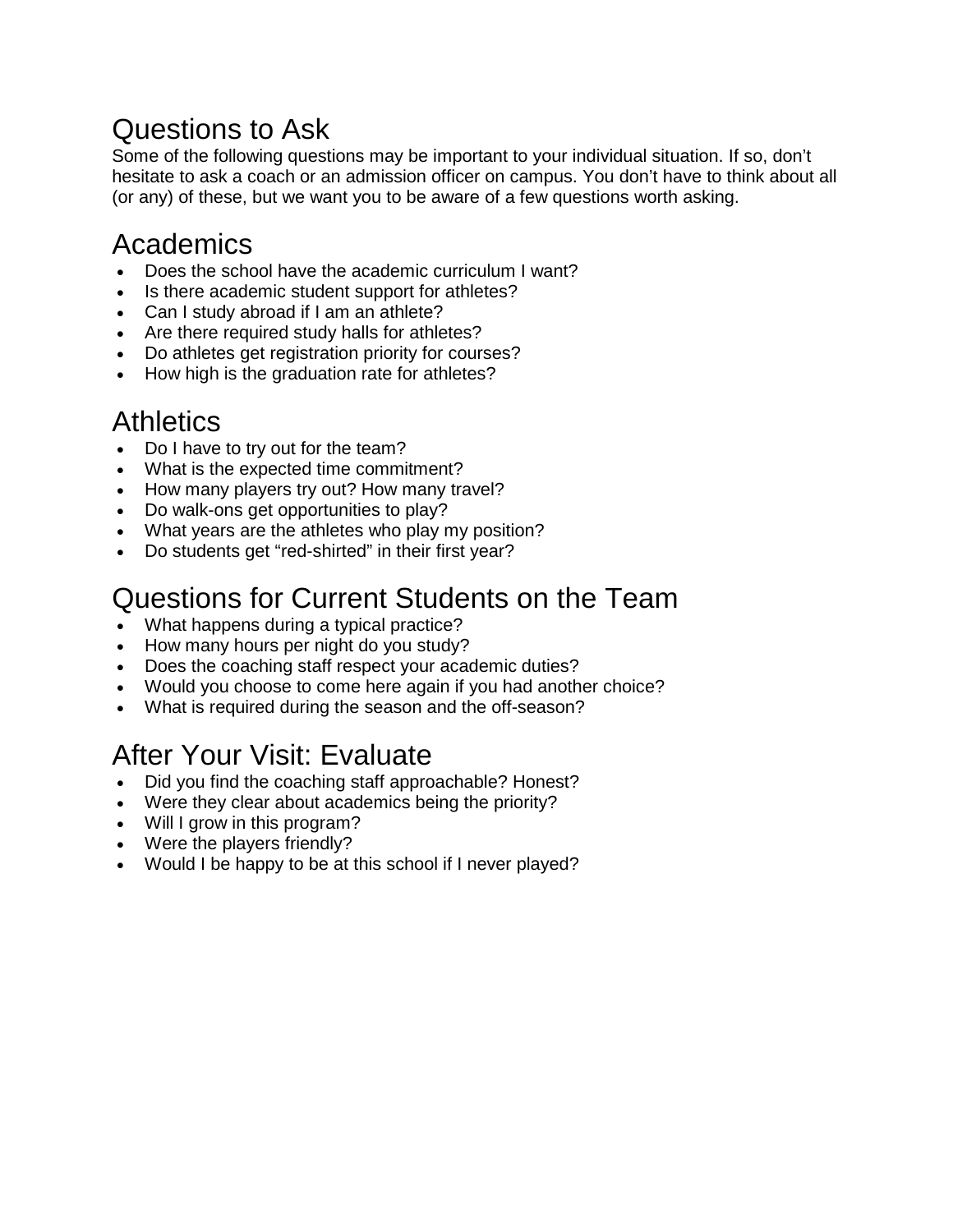## Questions to Ask

Some of the following questions may be important to your individual situation. If so, don't hesitate to ask a coach or an admission officer on campus. You don't have to think about all (or any) of these, but we want you to be aware of a few questions worth asking.

## Academics

- Does the school have the academic curriculum I want?
- Is there academic student support for athletes?
- Can I study abroad if I am an athlete?
- Are there required study halls for athletes?
- Do athletes get registration priority for courses?
- How high is the graduation rate for athletes?

## Athletics

- Do I have to try out for the team?
- What is the expected time commitment?
- How many players try out? How many travel?
- Do walk-ons get opportunities to play?
- What years are the athletes who play my position?
- Do students get "red-shirted" in their first year?

## Questions for Current Students on the Team

- What happens during a typical practice?
- How many hours per night do you study?
- Does the coaching staff respect your academic duties?
- Would you choose to come here again if you had another choice?
- What is required during the season and the off-season?

## After Your Visit: Evaluate

- Did you find the coaching staff approachable? Honest?
- Were they clear about academics being the priority?
- Will I grow in this program?
- Were the players friendly?
- Would I be happy to be at this school if I never played?